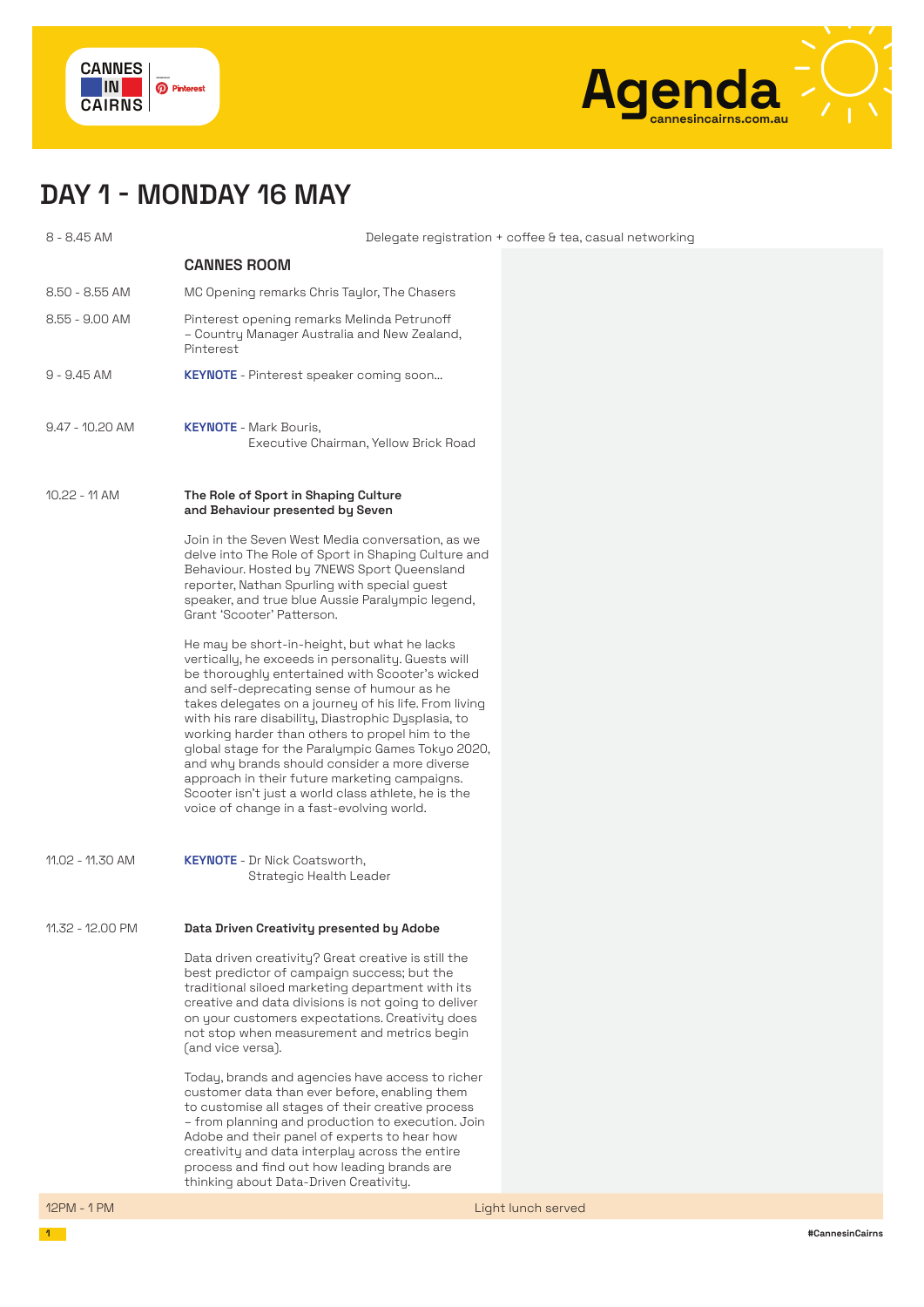CANNES IN CAIRNS | Pinterest

# Agenda

cannesincairns.com.au

## DAY 1 - MONDAY 16 MAY

| Time | Session |
|---|---|
| 8 - 8.45 AM | Delegate registration + coffee & tea, casual networking |

### CANNES ROOM

| Time | Session |
|---|---|
| 8.50 - 8.55 AM | MC Opening remarks Chris Taylor, The Chasers |
| 8.55 - 9.00 AM | Pinterest opening remarks Melinda Petrunoff – Country Manager Australia and New Zealand, Pinterest |
| 9 - 9.45 AM | **KEYNOTE** - Pinterest speaker coming soon... |
| 9.47 - 10.20 AM | **KEYNOTE** - Mark Bouris, Executive Chairman, Yellow Brick Road |

**10.22 - 11 AM**

**The Role of Sport in Shaping Culture and Behaviour presented by Seven**

Join in the Seven West Media conversation, as we delve into The Role of Sport in Shaping Culture and Behaviour. Hosted by 7NEWS Sport Queensland reporter, Nathan Spurling with special guest speaker, and true blue Aussie Paralympic legend, Grant 'Scooter' Patterson.

He may be short-in-height, but what he lacks vertically, he exceeds in personality. Guests will be thoroughly entertained with Scooter's wicked and self-deprecating sense of humour as he takes delegates on a journey of his life. From living with his rare disability, Diastrophic Dysplasia, to working harder than others to propel him to the global stage for the Paralympic Games Tokyo 2020, and why brands should consider a more diverse approach in their future marketing campaigns. Scooter isn't just a world class athlete, he is the voice of change in a fast-evolving world.

| Time | Session |
|---|---|
| 11.02 - 11.30 AM | **KEYNOTE** - Dr Nick Coatsworth, Strategic Health Leader |

**11.32 - 12.00 PM**

**Data Driven Creativity presented by Adobe**

Data driven creativity? Great creative is still the best predictor of campaign success; but the traditional siloed marketing department with its creative and data divisions is not going to deliver on your customers expectations. Creativity does not stop when measurement and metrics begin (and vice versa).

Today, brands and agencies have access to richer customer data than ever before, enabling them to customise all stages of their creative process – from planning and production to execution. Join Adobe and their panel of experts to hear how creativity and data interplay across the entire process and find out how leading brands are thinking about Data-Driven Creativity.

| Time | Session |
|---|---|
| 12PM - 1 PM | Light lunch served |

#CannesinCairns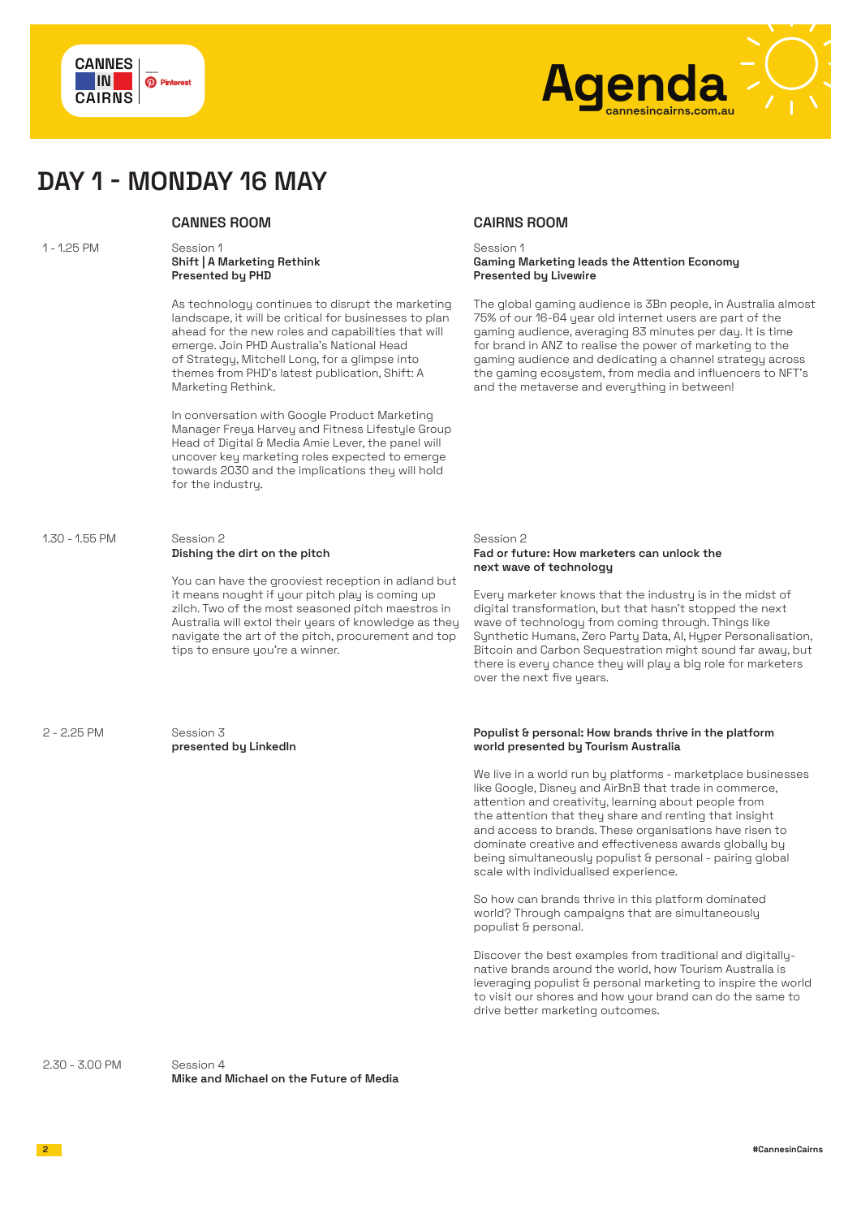# Agenda

cannesincairns.com.au

## DAY 1 - MONDAY 16 MAY

### 1 - 1.25 PM

**CANNES ROOM**

Session 1
**Shift | A Marketing Rethink**
**Presented by PHD**

As technology continues to disrupt the marketing landscape, it will be critical for businesses to plan ahead for the new roles and capabilities that will emerge. Join PHD Australia's National Head of Strategy, Mitchell Long, for a glimpse into themes from PHD's latest publication, Shift: A Marketing Rethink.

In conversation with Google Product Marketing Manager Freya Harvey and Fitness Lifestyle Group Head of Digital & Media Amie Lever, the panel will uncover key marketing roles expected to emerge towards 2030 and the implications they will hold for the industry.

**CAIRNS ROOM**

Session 1
**Gaming Marketing leads the Attention Economy**
**Presented by Livewire**

The global gaming audience is 3Bn people, in Australia almost 75% of our 16-64 year old internet users are part of the gaming audience, averaging 83 minutes per day. It is time for brand in ANZ to realise the power of marketing to the gaming audience and dedicating a channel strategy across the gaming ecosystem, from media and influencers to NFT's and the metaverse and everything in between!

### 1.30 - 1.55 PM

**CANNES ROOM**

Session 2
**Dishing the dirt on the pitch**

You can have the grooviest reception in adland but it means nought if your pitch play is coming up zilch. Two of the most seasoned pitch maestros in Australia will extol their years of knowledge as they navigate the art of the pitch, procurement and top tips to ensure you're a winner.

**CAIRNS ROOM**

Session 2
**Fad or future: How marketers can unlock the next wave of technology**

Every marketer knows that the industry is in the midst of digital transformation, but that hasn't stopped the next wave of technology from coming through. Things like Synthetic Humans, Zero Party Data, AI, Hyper Personalisation, Bitcoin and Carbon Sequestration might sound far away, but there is every chance they will play a big role for marketers over the next five years.

### 2 - 2.25 PM

**CANNES ROOM**

Session 3
**presented by LinkedIn**

**CAIRNS ROOM**

**Populist & personal: How brands thrive in the platform world presented by Tourism Australia**

We live in a world run by platforms - marketplace businesses like Google, Disney and AirBnB that trade in commerce, attention and creativity, learning about people from the attention that they share and renting that insight and access to brands. These organisations have risen to dominate creative and effectiveness awards globally by being simultaneously populist & personal - pairing global scale with individualised experience.

So how can brands thrive in this platform dominated world? Through campaigns that are simultaneously populist & personal.

Discover the best examples from traditional and digitally-native brands around the world, how Tourism Australia is leveraging populist & personal marketing to inspire the world to visit our shores and how your brand can do the same to drive better marketing outcomes.

### 2.30 - 3.00 PM

**CANNES ROOM**

Session 4
**Mike and Michael on the Future of Media**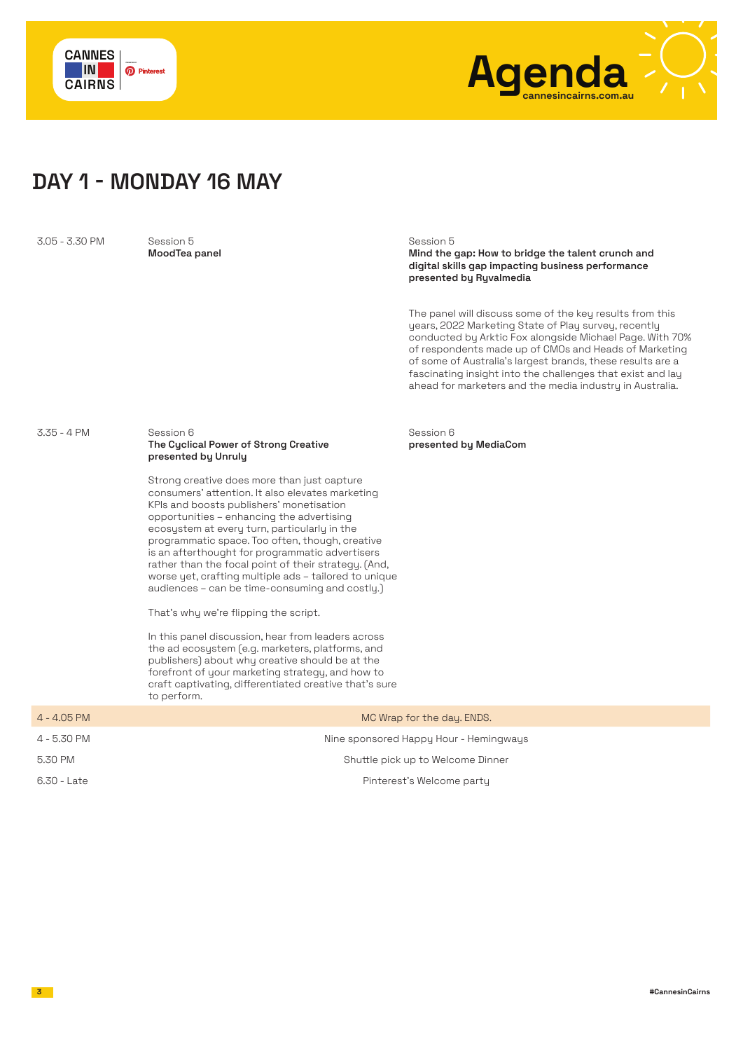# DAY 1 - MONDAY 16 MAY

| Time | Session | Session |
|---|---|---|
| 3.05 - 3.30 PM | Session 5<br>**MoodTea panel** | Session 5<br>**Mind the gap: How to bridge the talent crunch and digital skills gap impacting business performance presented by Ryvalmedia**<br><br>The panel will discuss some of the key results from this years, 2022 Marketing State of Play survey, recently conducted by Arktic Fox alongside Michael Page. With 70% of respondents made up of CMOs and Heads of Marketing of some of Australia's largest brands, these results are a fascinating insight into the challenges that exist and lay ahead for marketers and the media industry in Australia. |
| 3.35 - 4 PM | Session 6<br>**The Cyclical Power of Strong Creative presented by Unruly**<br><br>Strong creative does more than just capture consumers' attention. It also elevates marketing KPIs and boosts publishers' monetisation opportunities – enhancing the advertising ecosystem at every turn, particularly in the programmatic space. Too often, though, creative is an afterthought for programmatic advertisers rather than the focal point of their strategy. (And, worse yet, crafting multiple ads – tailored to unique audiences – can be time-consuming and costly.)<br><br>That's why we're flipping the script.<br><br>In this panel discussion, hear from leaders across the ad ecosystem (e.g. marketers, platforms, and publishers) about why creative should be at the forefront of your marketing strategy, and how to craft captivating, differentiated creative that's sure to perform. | Session 6<br>**presented by MediaCom** |
| 4 - 4.05 PM | MC Wrap for the day. ENDS. | |
| 4 - 5.30 PM | Nine sponsored Happy Hour - Hemingways | |
| 5.30 PM | Shuttle pick up to Welcome Dinner | |
| 6.30 - Late | Pinterest's Welcome party | |

#CannesinCairns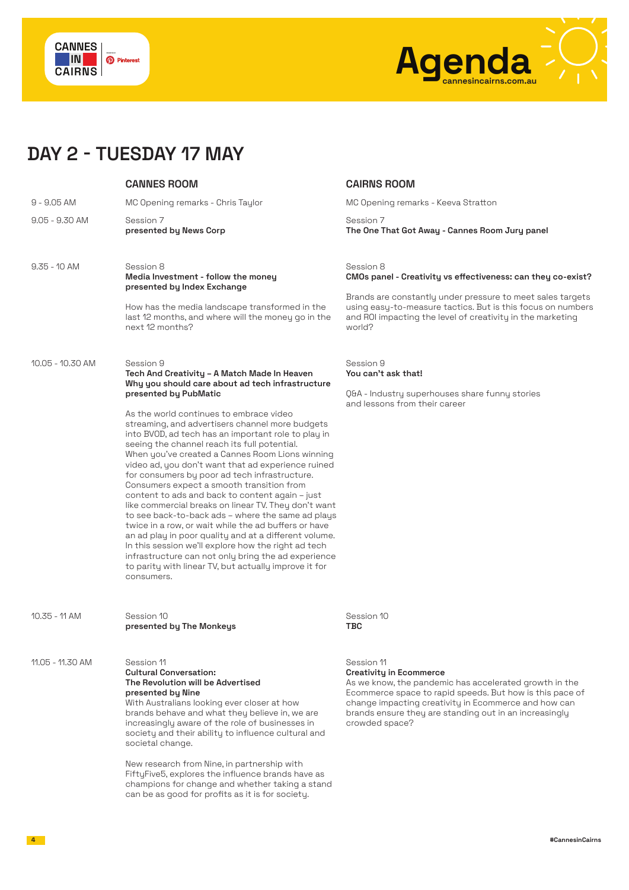# Agenda

cannesincairns.com.au

## DAY 2 - TUESDAY 17 MAY

| | CANNES ROOM | CAIRNS ROOM |
|---|---|---|
| 9 - 9.05 AM | MC Opening remarks - Chris Taylor | MC Opening remarks - Keeva Stratton |
| 9.05 - 9.30 AM | Session 7<br>**presented by News Corp** | Session 7<br>**The One That Got Away - Cannes Room Jury panel** |
| 9.35 - 10 AM | Session 8<br>**Media Investment - follow the money**<br>**presented by Index Exchange**<br><br>How has the media landscape transformed in the last 12 months, and where will the money go in the next 12 months? | Session 8<br>**CMOs panel - Creativity vs effectiveness: can they co-exist?**<br><br>Brands are constantly under pressure to meet sales targets using easy-to-measure tactics. But is this focus on numbers and ROI impacting the level of creativity in the marketing world? |
| 10.05 - 10.30 AM | Session 9<br>**Tech And Creativity – A Match Made In Heaven**<br>**Why you should care about ad tech infrastructure**<br>**presented by PubMatic**<br><br>As the world continues to embrace video streaming, and advertisers channel more budgets into BVOD, ad tech has an important role to play in seeing the channel reach its full potential. When you've created a Cannes Room Lions winning video ad, you don't want that ad experience ruined for consumers by poor ad tech infrastructure. Consumers expect a smooth transition from content to ads and back to content again – just like commercial breaks on linear TV. They don't want to see back-to-back ads – where the same ad plays twice in a row, or wait while the ad buffers or have an ad play in poor quality and at a different volume. In this session we'll explore how the right ad tech infrastructure can not only bring the ad experience to parity with linear TV, but actually improve it for consumers. | Session 9<br>**You can't ask that!**<br><br>Q&A - Industry superhouses share funny stories and lessons from their career |
| 10.35 - 11 AM | Session 10<br>**presented by The Monkeys** | Session 10<br>**TBC** |
| 11.05 - 11.30 AM | Session 11<br>**Cultural Conversation:**<br>**The Revolution will be Advertised**<br>**presented by Nine**<br>With Australians looking ever closer at how brands behave and what they believe in, we are increasingly aware of the role of businesses in society and their ability to influence cultural and societal change.<br><br>New research from Nine, in partnership with FiftyFive5, explores the influence brands have as champions for change and whether taking a stand can be as good for profits as it is for society. | Session 11<br>**Creativity in Ecommerce**<br>As we know, the pandemic has accelerated growth in the Ecommerce space to rapid speeds. But how is this pace of change impacting creativity in Ecommerce and how can brands ensure they are standing out in an increasingly crowded space? |

#CannesinCairns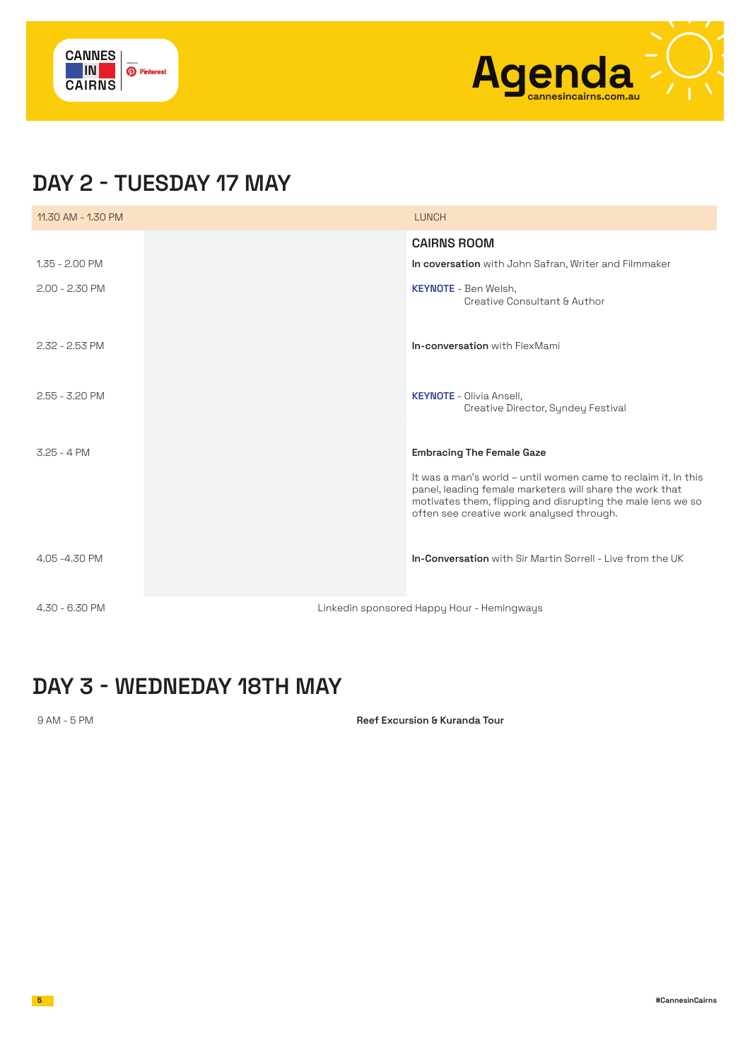CANNES IN CAIRNS | Pinterest

# Agenda
cannesincairns.com.au

## DAY 2 - TUESDAY 17 MAY

| | |
|---|---|
| 11.30 AM - 1.30 PM | LUNCH |
| | **CAIRNS ROOM** |
| 1.35 - 2.00 PM | **In coversation** with John Safran, Writer and Filmmaker |
| 2.00 - 2.30 PM | **KEYNOTE** - Ben Welsh, Creative Consultant & Author |
| 2.32 - 2.53 PM | **In-conversation** with FlexMami |
| 2.55 - 3.20 PM | **KEYNOTE** - Olivia Ansell, Creative Director, Syndey Festival |
| 3.25 - 4 PM | **Embracing The Female Gaze**<br><br>It was a man's world – until women came to reclaim it. In this panel, leading female marketers will share the work that motivates them, flipping and disrupting the male lens we so often see creative work analysed through. |
| 4.05 -4.30 PM | **In-Conversation** with Sir Martin Sorrell - Live from the UK |
| 4.30 - 6.30 PM | Linkedin sponsored Happy Hour - Hemingways |

## DAY 3 - WEDNEDAY 18TH MAY

| | |
|---|---|
| 9 AM - 5 PM | **Reef Excursion & Kuranda Tour** |

#CannesinCairns